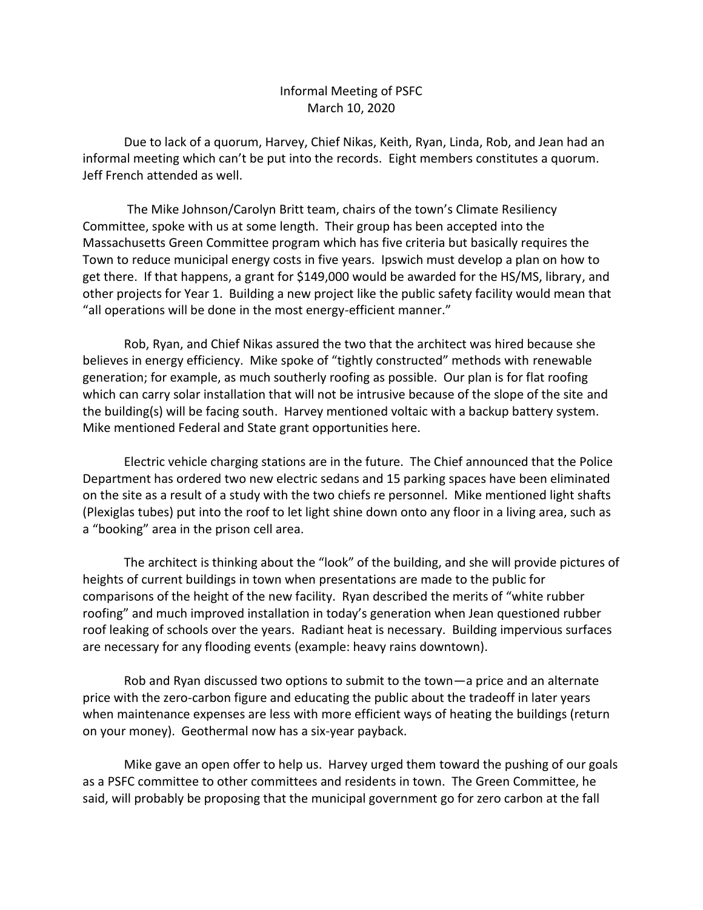Informal Meeting of PSFC
March 10, 2020

Due to lack of a quorum, Harvey, Chief Nikas, Keith, Ryan, Linda, Rob, and Jean had an informal meeting which can't be put into the records. Eight members constitutes a quorum. Jeff French attended as well.

The Mike Johnson/Carolyn Britt team, chairs of the town's Climate Resiliency Committee, spoke with us at some length. Their group has been accepted into the Massachusetts Green Committee program which has five criteria but basically requires the Town to reduce municipal energy costs in five years. Ipswich must develop a plan on how to get there. If that happens, a grant for $149,000 would be awarded for the HS/MS, library, and other projects for Year 1. Building a new project like the public safety facility would mean that "all operations will be done in the most energy-efficient manner."

Rob, Ryan, and Chief Nikas assured the two that the architect was hired because she believes in energy efficiency. Mike spoke of "tightly constructed" methods with renewable generation; for example, as much southerly roofing as possible. Our plan is for flat roofing which can carry solar installation that will not be intrusive because of the slope of the site and the building(s) will be facing south. Harvey mentioned voltaic with a backup battery system. Mike mentioned Federal and State grant opportunities here.

Electric vehicle charging stations are in the future. The Chief announced that the Police Department has ordered two new electric sedans and 15 parking spaces have been eliminated on the site as a result of a study with the two chiefs re personnel. Mike mentioned light shafts (Plexiglas tubes) put into the roof to let light shine down onto any floor in a living area, such as a "booking" area in the prison cell area.

The architect is thinking about the "look" of the building, and she will provide pictures of heights of current buildings in town when presentations are made to the public for comparisons of the height of the new facility. Ryan described the merits of "white rubber roofing" and much improved installation in today's generation when Jean questioned rubber roof leaking of schools over the years. Radiant heat is necessary. Building impervious surfaces are necessary for any flooding events (example: heavy rains downtown).

Rob and Ryan discussed two options to submit to the town—a price and an alternate price with the zero-carbon figure and educating the public about the tradeoff in later years when maintenance expenses are less with more efficient ways of heating the buildings (return on your money). Geothermal now has a six-year payback.

Mike gave an open offer to help us. Harvey urged them toward the pushing of our goals as a PSFC committee to other committees and residents in town. The Green Committee, he said, will probably be proposing that the municipal government go for zero carbon at the fall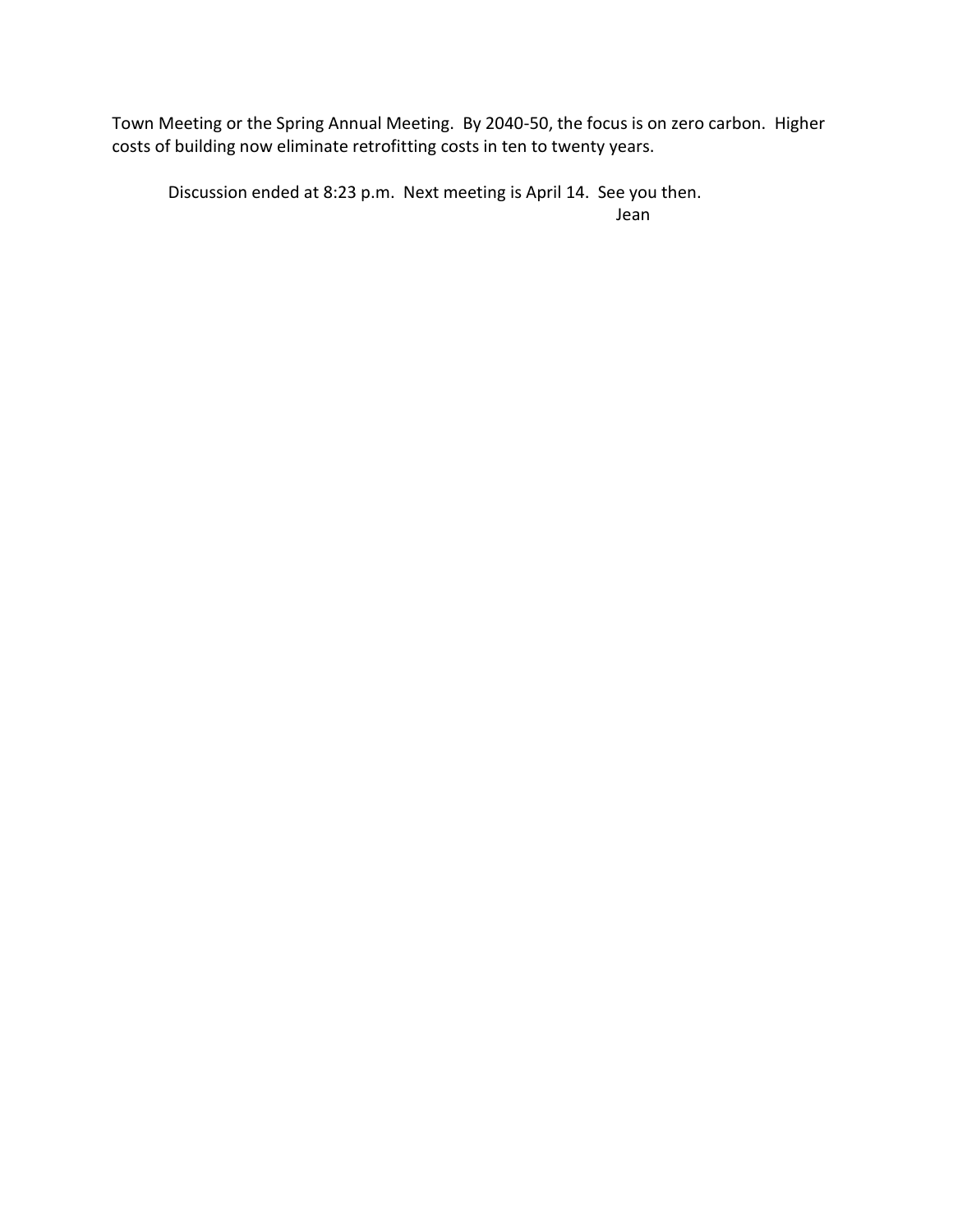Town Meeting or the Spring Annual Meeting. By 2040-50, the focus is on zero carbon. Higher costs of building now eliminate retrofitting costs in ten to twenty years.

Discussion ended at 8:23 p.m. Next meeting is April 14. See you then.

Jean